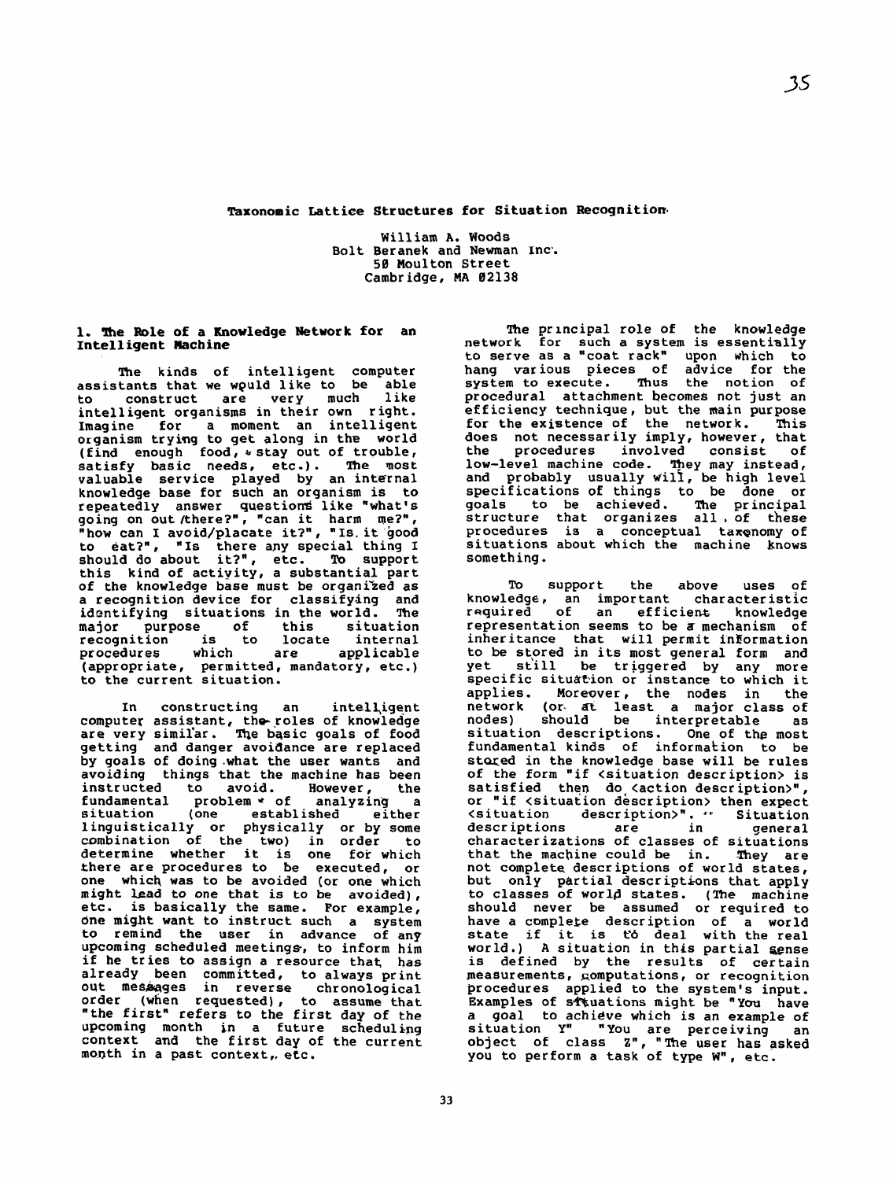# Taxonomic Lattice Structures for Situation Recognition

William A. Woods
Bolt Beranek and Newman Inc.
50 Moulton Street
Cambridge, MA 02138

## 1. The Role of a Knowledge Network for an Intelligent Machine

The kinds of intelligent computer assistants that we would like to be able to construct are very much like intelligent organisms in their own right. Imagine for a moment an intelligent organism trying to get along in the world (find enough food, stay out of trouble, satisfy basic needs, etc.). The most valuable service played by an internal knowledge base for such an organism is to repeatedly answer questions like "what's going on out there?", "can it harm me?", "how can I avoid/placate it?", "Is it good to eat?", "Is there any special thing I should do about it?", etc. To support this kind of activity, a substantial part of the knowledge base must be organized as a recognition device for classifying and identifying situations in the world. The major purpose of this situation recognition is to locate internal procedures which are applicable (appropriate, permitted, mandatory, etc.) to the current situation.

In constructing an intelligent computer assistant, the roles of knowledge are very similar. The basic goals of food getting and danger avoidance are replaced by goals of doing what the user wants and avoiding things that the machine has been instructed to avoid. However, the fundamental problem of analyzing a situation (one established either linguistically or physically or by some combination of the two) in order to determine whether it is one for which there are procedures to be executed, or one which was to be avoided (or one which might lead to one that is to be avoided), etc. is basically the same. For example, one might want to instruct such a system to remind the user in advance of any upcoming scheduled meetings, to inform him if he tries to assign a resource that has already been committed, to always print out messages in reverse chronological order (when requested), to assume that "the first" refers to the first day of the upcoming month in a future scheduling context and the first day of the current month in a past context, etc.

The principal role of the knowledge network for such a system is essentially to serve as a "coat rack" upon which to hang various pieces of advice for the system to execute. Thus the notion of procedural attachment becomes not just an efficiency technique, but the main purpose for the existence of the network. This does not necessarily imply, however, that the procedures involved consist of low-level machine code. They may instead, and probably usually will, be high level specifications of things to be done or goals to be achieved. The principal structure that organizes all of these procedures is a conceptual taxonomy of situations about which the machine knows something.

To support the above uses of knowledge, an important characteristic required of an efficient knowledge representation seems to be a mechanism of inheritance that will permit information to be stored in its most general form and yet still be triggered by any more specific situation or instance to which it applies. Moreover, the nodes in the network (or at least a major class of nodes) should be interpretable as situation descriptions. One of the most fundamental kinds of information to be stored in the knowledge base will be rules of the form "if <situation description> is satisfied then do <action description>", or "if <situation description> then expect <situation description>". Situation descriptions are in general characterizations of classes of situations that the machine could be in. They are not complete descriptions of world states, but only partial descriptions that apply to classes of world states. (The machine should never be assumed or required to have a complete description of a world state if it is to deal with the real world.) A situation in this partial sense is defined by the results of certain measurements, computations, or recognition procedures applied to the system's input. Examples of situations might be "You have a goal to achieve which is an example of situation Y" "You are perceiving an object of class Z", "The user has asked you to perform a task of type W", etc.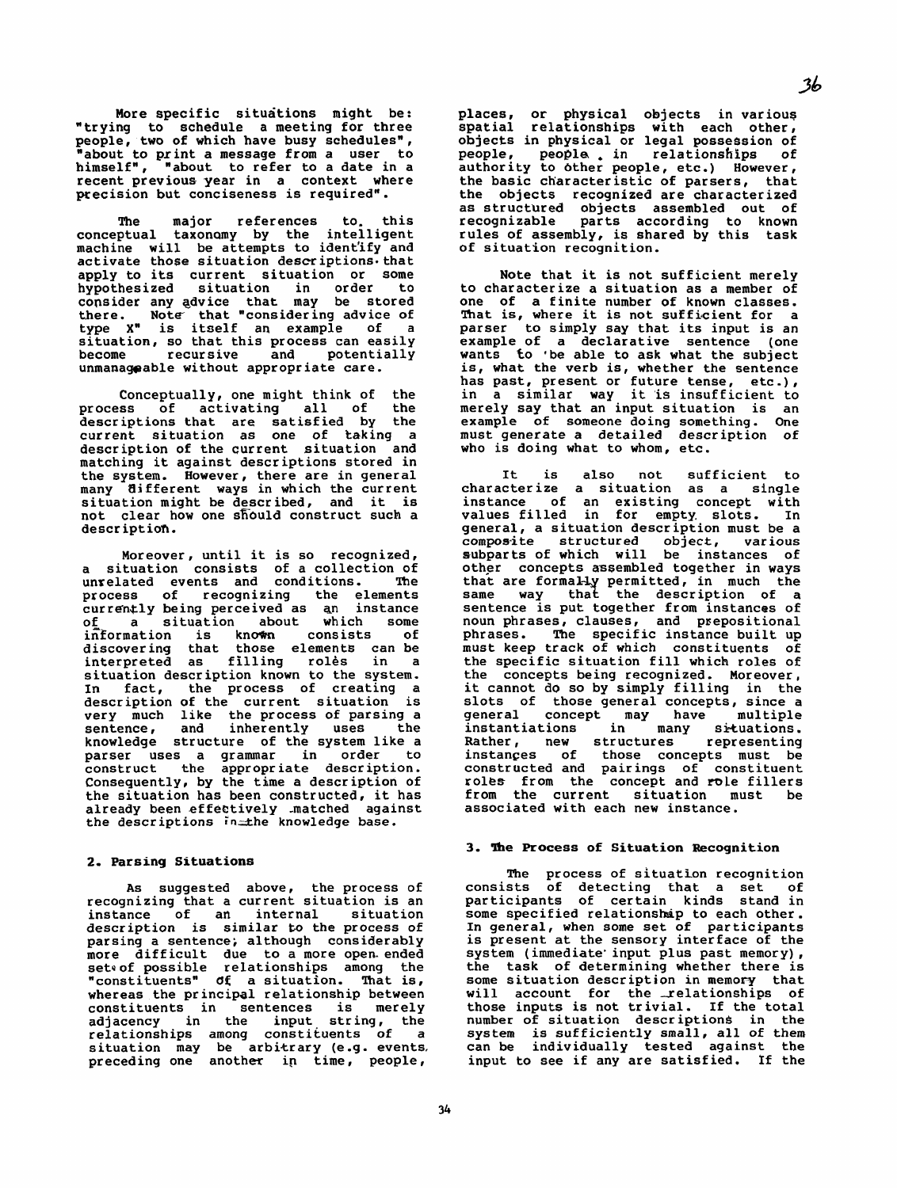More specific situations might be: "trying to schedule a meeting for three people, two of which have busy schedules", "about to print a message from a user to himself", "about to refer to a date in a recent previous year in a context where precision but conciseness is required".

The major references to this conceptual taxonomy by the intelligent machine will be attempts to identify and activate those situation descriptions that apply to its current situation or some hypothesized situation in order to consider any advice that may be stored there. Note that "considering advice of type X" is itself an example of a situation, so that this process can easily become recursive and potentially unmanageable without appropriate care.

Conceptually, one might think of the process of activating all of the descriptions that are satisfied by the current situation as one of taking a description of the current situation and matching it against descriptions stored in the system. However, there are in general many different ways in which the current situation might be described, and it is not clear how one should construct such a description.

Moreover, until it is so recognized, a situation consists of a collection of unrelated events and conditions. The process of recognizing the elements currently being perceived as an instance of a situation about which some information is known consists of discovering that those elements can be interpreted as filling roles in a situation description known to the system. In fact, the process of creating a description of the current situation is very much like the process of parsing a sentence, and inherently uses the knowledge structure of the system like a parser uses a grammar in order to construct the appropriate description. Consequently, by the time a description of the situation has been constructed, it has already been effectively matched against the descriptions in the knowledge base.

## 2. Parsing Situations

As suggested above, the process of recognizing that a current situation is an instance of an internal situation description is similar to the process of parsing a sentence, although considerably more difficult due to a more open ended set of possible relationships among the "constituents" of a situation. That is, whereas the principal relationship between constituents in sentences is merely adjacency in the input string, the relationships among constituents of a situation may be arbitrary (e.g. events preceding one another in time, people, places, or physical objects in various spatial relationships with each other, objects in physical or legal possession of people, people in relationships of authority to other people, etc.) However, the basic characteristic of parsers, that the objects recognized are characterized as structured objects assembled out of recognizable parts according to known rules of assembly, is shared by this task of situation recognition.

Note that it is not sufficient merely to characterize a situation as a member of one of a finite number of known classes. That is, where it is not sufficient for a parser to simply say that its input is an example of a declarative sentence (one wants to be able to ask what the subject is, what the verb is, whether the sentence has past, present or future tense, etc.), in a similar way it is insufficient to merely say that an input situation is an example of someone doing something. One must generate a detailed description of who is doing what to whom, etc.

It is also not sufficient to characterize a situation as a single instance of an existing concept with values filled in for empty slots. In general, a situation description must be a composite structured object, various subparts of which will be instances of other concepts assembled together in ways that are formally permitted, in much the same way that the description of a sentence is put together from instances of noun phrases, clauses, and prepositional phrases. The specific instance built up must keep track of which constituents of the specific situation fill which roles of the concepts being recognized. Moreover, it cannot do so by simply filling in the slots of those general concepts, since a general concept may have multiple instantiations in many situations. Rather, new structures representing instances of those concepts must be constructed and pairings of constituent roles from the concept and role fillers from the current situation must be associated with each new instance.

## 3. The Process of Situation Recognition

The process of situation recognition consists of detecting that a set of participants of certain kinds stand in some specified relationship to each other. In general, when some set of participants is present at the sensory interface of the system (immediate input plus past memory), the task of determining whether there is some situation description in memory that will account for the relationships of those inputs is not trivial. If the total number of situation descriptions in the system is sufficiently small, all of them can be individually tested against the input to see if any are satisfied. If the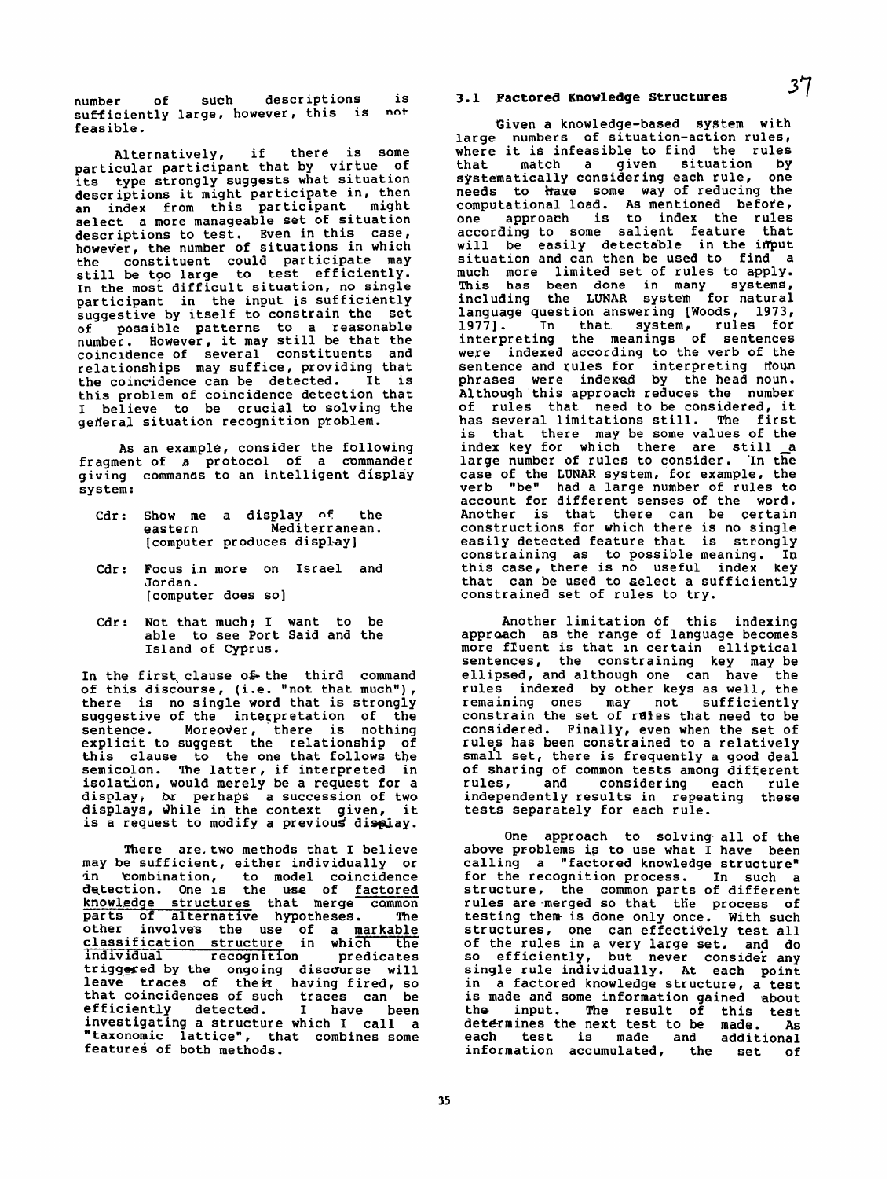number of such descriptions is sufficiently large, however, this is not feasible.

Alternatively, if there is some particular participant that by virtue of its type strongly suggests what situation descriptions it might participate in, then an index from this participant might select a more manageable set of situation descriptions to test. Even in this case, however, the number of situations in which the constituent could participate may still be too large to test efficiently. In the most difficult situation, no single participant in the input is sufficiently suggestive by itself to constrain the set of possible patterns to a reasonable number. However, it may still be that the coincidence of several constituents and relationships may suffice, providing that the coincidence can be detected. It is this problem of coincidence detection that I believe to be crucial to solving the general situation recognition problem.

As an example, consider the following fragment of a protocol of a commander giving commands to an intelligent display system:

> Cdr: Show me a display of the eastern Mediterranean.
> [computer produces display]
>
> Cdr: Focus in more on Israel and Jordan.
> [computer does so]
>
> Cdr: Not that much; I want to be able to see Port Said and the Island of Cyprus.

In the first clause of the third command of this discourse, (i.e. "not that much"), there is no single word that is strongly suggestive of the interpretation of the sentence. Moreover, there is nothing explicit to suggest the relationship of this clause to the one that follows the semicolon. The latter, if interpreted in isolation, would merely be a request for a display, or perhaps a succession of two displays, while in the context given, it is a request to modify a previous display.

There are two methods that I believe may be sufficient, either individually or in combination, to model coincidence detection. One is the use of <u>factored knowledge structures</u> that merge common parts of alternative hypotheses. The other involves the use of a <u>markable classification structure</u> in which the individual recognition predicates triggered by the ongoing discourse will leave traces of their having fired, so that coincidences of such traces can be efficiently detected. I have been investigating a structure which I call a "taxonomic lattice", that combines some features of both methods.

### 3.1 Factored Knowledge Structures

Given a knowledge-based system with large numbers of situation-action rules, where it is infeasible to find the rules that match a given situation by systematically considering each rule, one needs to have some way of reducing the computational load. As mentioned before, one approach is to index the rules according to some salient feature that will be easily detectable in the input situation and can then be used to find a much more limited set of rules to apply. This has been done in many systems, including the LUNAR system for natural language question answering [Woods, 1973, 1977]. In that system, rules for interpreting the meanings of sentences were indexed according to the verb of the sentence and rules for interpreting noun phrases were indexed by the head noun. Although this approach reduces the number of rules that need to be considered, it has several limitations still. The first is that there may be some values of the index key for which there are still a large number of rules to consider. In the case of the LUNAR system, for example, the verb "be" had a large number of rules to account for different senses of the word. Another is that there can be certain constructions for which there is no single easily detected feature that is strongly constraining as to possible meaning. In this case, there is no useful index key that can be used to select a sufficiently constrained set of rules to try.

Another limitation of this indexing approach as the range of language becomes more fluent is that in certain elliptical sentences, the constraining key may be ellipsed, and although one can have the rules indexed by other keys as well, the remaining ones may not sufficiently constrain the set of rules that need to be considered. Finally, even when the set of rules has been constrained to a relatively small set, there is frequently a good deal of sharing of common tests among different rules, and considering each rule independently results in repeating these tests separately for each rule.

One approach to solving all of the above problems is to use what I have been calling a "factored knowledge structure" for the recognition process. In such a structure, the common parts of different rules are merged so that the process of testing them is done only once. With such structures, one can effectively test all of the rules in a very large set, and do so efficiently, but never consider any single rule individually. At each point in a factored knowledge structure, a test is made and some information gained about the input. The result of this test determines the next test to be made. As each test is made and additional information accumulated, the set of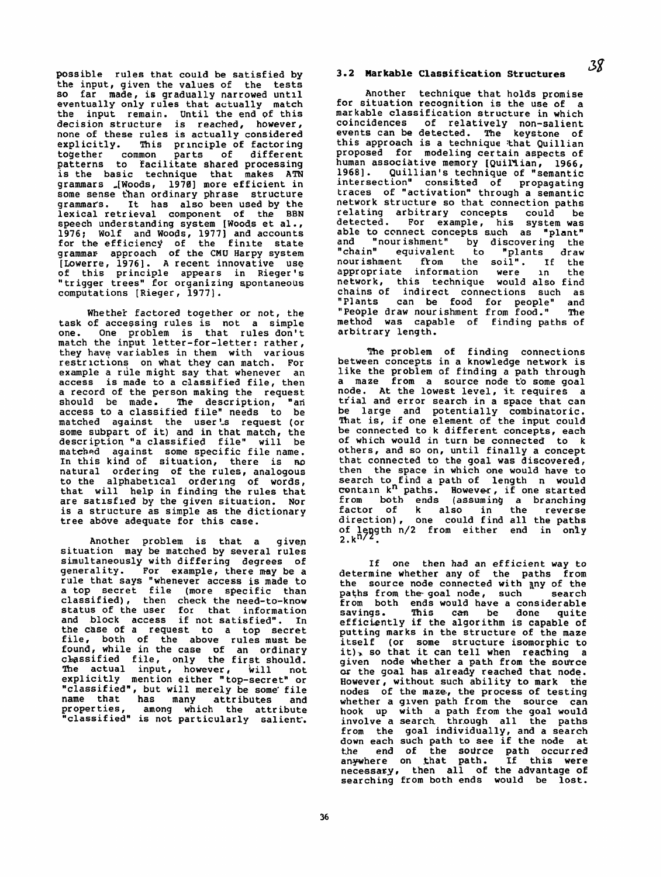possible rules that could be satisfied by the input, given the values of the tests so far made, is gradually narrowed until eventually only rules that actually match the input remain. Until the end of this decision structure is reached, however, none of these rules is actually considered explicitly. This principle of factoring together common parts of different patterns to facilitate shared processing is the basic technique that makes ATN grammars [Woods, 1970] more efficient in some sense than ordinary phrase structure grammars. It has also been used by the lexical retrieval component of the BBN speech understanding system [Woods et al., 1976; Wolf and Woods, 1977] and accounts for the efficiency of the finite state grammar approach of the CMU Harpy system [Lowerre, 1976]. A recent innovative use of this principle appears in Rieger's "trigger trees" for organizing spontaneous computations [Rieger, 1977].

Whether factored together or not, the task of accessing rules is not a simple one. One problem is that rules don't match the input letter-for-letter: rather, they have variables in them with various restrictions on what they can match. For example a rule might say that whenever an access is made to a classified file, then a record of the person making the request should be made. The description, "an access to a classified file" needs to be matched against the user's request (or some subpart of it) and in that match, the description "a classified file" will be matched against some specific file name. In this kind of situation, there is no natural ordering of the rules, analogous to the alphabetical ordering of words, that will help in finding the rules that are satisfied by the given situation. Nor is a structure as simple as the dictionary tree above adequate for this case.

Another problem is that a given situation may be matched by several rules simultaneously with differing degrees of generality. For example, there may be a rule that says "whenever access is made to a top secret file (more specific than classified), then check the need-to-know status of the user for that information and block access if not satisfied". In the case of a request to a top secret file, both of the above rules must be found, while in the case of an ordinary classified file, only the first should. The actual input, however, will not explicitly mention either "top-secret" or "classified", but will merely be some file name that has many attributes and properties, among which the attribute "classified" is not particularly salient.

### 3.2 Markable Classification Structures

Another technique that holds promise for situation recognition is the use of a markable classification structure in which coincidences of relatively non-salient events can be detected. The keystone of this approach is a technique that Quillian proposed for modeling certain aspects of human associative memory [Quillian, 1966, 1968]. Quillian's technique of "semantic intersection" consisted of propagating traces of "activation" through a semantic network structure so that connection paths relating arbitrary concepts could be detected. For example, his system was able to connect concepts such as "plant" and "nourishment" by discovering the "chain" equivalent to "plants draw nourishment from the soil". If the appropriate information were in the network, this technique would also find chains of indirect connections such as "Plants can be food for people" and "People draw nourishment from food." The method was capable of finding paths of arbitrary length.

The problem of finding connections between concepts in a knowledge network is like the problem of finding a path through a maze from a source node to some goal node. At the lowest level, it requires a trial and error search in a space that can be large and potentially combinatoric. That is, if one element of the input could be connected to k different concepts, each of which would in turn be connected to k others, and so on, until finally a concept that connected to the goal was discovered, then the space in which one would have to search to find a path of length n would contain $k^n$ paths. However, if one started from both ends (assuming a branching factor of k also in the reverse direction), one could find all the paths of length n/2 from either end in only $2 \cdot k^{n/2}$.

If one then had an efficient way to determine whether any of the paths from the source node connected with any of the paths from the goal node, such search from both ends would have a considerable savings. This can be done quite efficiently if the algorithm is capable of putting marks in the structure of the maze itself (or some structure isomorphic to it), so that it can tell when reaching a given node whether a path from the source or the goal has already reached that node. However, without such ability to mark the nodes of the maze, the process of testing whether a given path from the source can hook up with a path from the goal would involve a search through all the paths from the goal individually, and a search down each such path to see if the node at the end of the source path occurred anywhere on that path. If this were necessary, then all of the advantage of searching from both ends would be lost.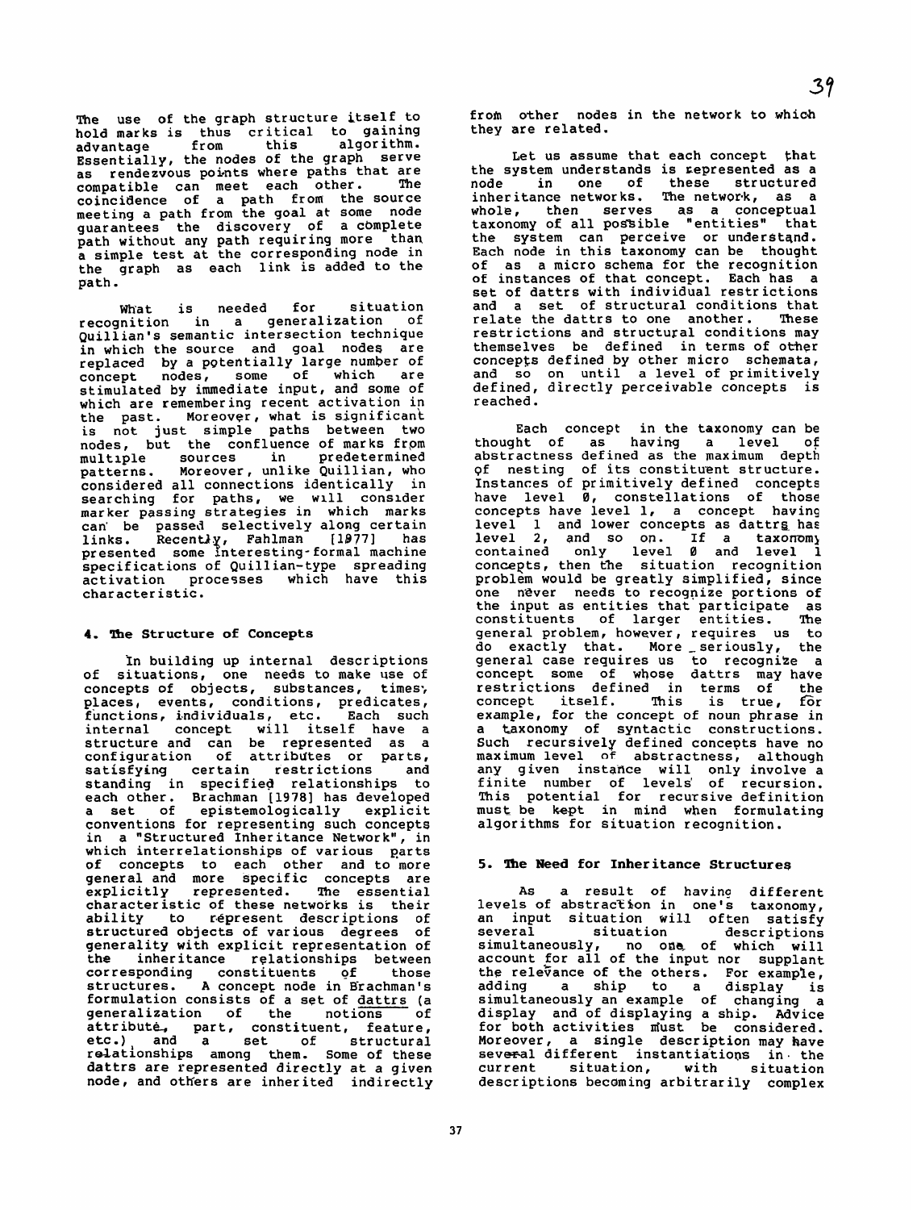The use of the graph structure itself to hold marks is thus critical to gaining advantage from this algorithm. Essentially, the nodes of the graph serve as rendezvous points where paths that are compatible can meet each other. The coincidence of a path from the source meeting a path from the goal at some node guarantees the discovery of a complete path without any path requiring more than a simple test at the corresponding node in the graph as each link is added to the path.

What is needed for situation recognition in a generalization of Quillian's semantic intersection technique in which the source and goal nodes are replaced by a potentially large number of concept nodes, some of which are stimulated by immediate input, and some of which are remembering recent activation in the past. Moreover, what is significant is not just simple paths between two nodes, but the confluence of marks from multiple sources in predetermined patterns. Moreover, unlike Quillian, who considered all connections identically in searching for paths, we will consider marker passing strategies in which marks can be passed selectively along certain links. Recently, Fahlman [1977] has presented some interesting formal machine specifications of Quillian-type spreading activation processes which have this characteristic.

## 4. The Structure of Concepts

In building up internal descriptions of situations, one needs to make use of concepts of objects, substances, times, places, events, conditions, predicates, functions, individuals, etc. Each such internal concept will itself have a structure and can be represented as a configuration of attributes or parts, satisfying certain restrictions and standing in specified relationships to each other. Brachman [1978] has developed a set of epistemologically explicit conventions for representing such concepts in a "Structured Inheritance Network", in which interrelationships of various parts of concepts to each other and to more general and more specific concepts are explicitly represented. The essential characteristic of these networks is their ability to represent descriptions of structured objects of various degrees of generality with explicit representation of the inheritance relationships between corresponding constituents of those structures. A concept node in Brachman's formulation consists of a set of dattrs (a generalization of the notions of attribute, part, constituent, feature, etc.) and a set of structural relationships among them. Some of these dattrs are represented directly at a given node, and others are inherited indirectly from other nodes in the network to which they are related.

Let us assume that each concept that the system understands is represented as a node in one of these structured inheritance networks. The network, as a whole, then serves as a conceptual taxonomy of all possible "entities" that the system can perceive or understand. Each node in this taxonomy can be thought of as a micro schema for the recognition of instances of that concept. Each has a set of dattrs with individual restrictions and a set of structural conditions that relate the dattrs to one another. These restrictions and structural conditions may themselves be defined in terms of other concepts defined by other micro schemata, and so on until a level of primitively defined, directly perceivable concepts is reached.

Each concept in the taxonomy can be thought of as having a level of abstractness defined as the maximum depth of nesting of its constituent structure. Instances of primitively defined concepts have level 0, constellations of those concepts have level 1, a concept having level 1 and lower concepts as dattrs has level 2, and so on. If a taxonomy contained only level 0 and level 1 concepts, then the situation recognition problem would be greatly simplified, since one never needs to recognize portions of the input as entities that participate as constituents of larger entities. The general problem, however, requires us to do exactly that. More seriously, the general case requires us to recognize a concept some of whose dattrs may have restrictions defined in terms of the concept itself. This is true, for example, for the concept of noun phrase in a taxonomy of syntactic constructions. Such recursively defined concepts have no maximum level of abstractness, although any given instance will only involve a finite number of levels of recursion. This potential for recursive definition must be kept in mind when formulating algorithms for situation recognition.

## 5. The Need for Inheritance Structures

As a result of having different levels of abstraction in one's taxonomy, an input situation will often satisfy several situation descriptions simultaneously, no one of which will account for all of the input nor supplant the relevance of the others. For example, adding a ship to a display is simultaneously an example of changing a display and of displaying a ship. Advice for both activities must be considered. Moreover, a single description may have several different instantiations in the current situation, with situation descriptions becoming arbitrarily complex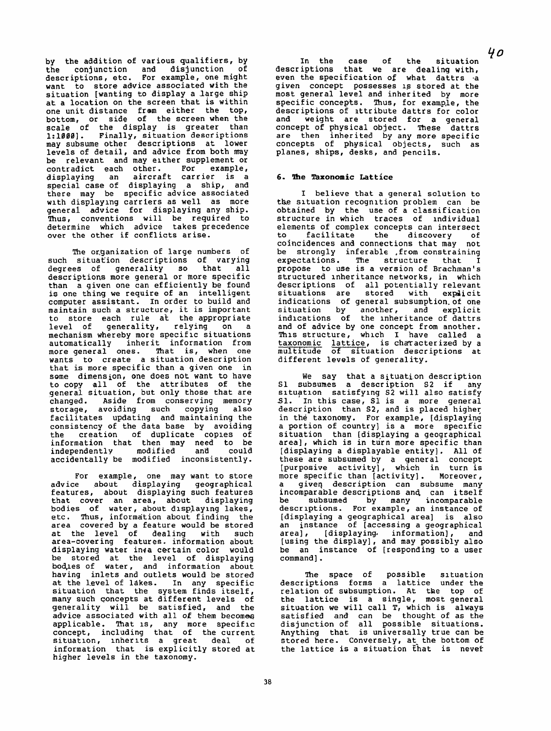by the addition of various qualifiers, by the conjunction and disjunction of descriptions, etc. For example, one might want to store advice associated with the situation [wanting to display a large ship at a location on the screen that is within one unit distance from either the top, bottom, or side of the screen when the scale of the display is greater than 1:1000]. Finally, situation descriptions may subsume other descriptions at lower levels of detail, and advice from both may be relevant and may either supplement or contradict each other. For example, displaying an aircraft carrier is a special case of displaying a ship, and there may be specific advice associated with displaying carriers as well as more general advice for displaying any ship. Thus, conventions will be required to determine which advice takes precedence over the other if conflicts arise.

The organization of large numbers of such situation descriptions of varying degrees of generality so that all descriptions more general or more specific than a given one can efficiently be found is one thing we require of an intelligent computer assistant. In order to build and maintain such a structure, it is important to store each rule at the appropriate level of generality, relying on a mechanism whereby more specific situations automatically inherit information from more general ones. That is, when one wants to create a situation description that is more specific than a given one in some dimension, one does not want to have to copy all of the attributes of the general situation, but only those that are changed. Aside from conserving memory storage, avoiding such copying also facilitates updating and maintaining the consistency of the data base by avoiding the creation of duplicate copies of information that then may need to be independently modified and could accidentally be modified inconsistently.

For example, one may want to store advice about displaying geographical features, about displaying such features that cover an area, about displaying bodies of water, about displaying lakes, etc. Thus, information about finding the area covered by a feature would be stored at the level of dealing with such area-covering features. information about displaying water in a certain color would be stored at the level of displaying bodies of water, and information about having inlets and outlets would be stored at the level of lakes. In any specific situation that the system finds itself, many such concepts at different levels of generality will be satisfied, and the advice associated with all of them becomes applicable. That is, any more specific concept, including that of the current situation, inherits a great deal of information that is explicitly stored at higher levels in the taxonomy.

In the case of the situation descriptions that we are dealing with, even the specification of what dattrs a given concept possesses is stored at the most general level and inherited by more specific concepts. Thus, for example, the descriptions of attribute dattrs for color and weight are stored for a general concept of physical object. These dattrs are then inherited by any more specific concepts of physical objects, such as planes, ships, desks, and pencils.

## 6. The Taxonomic Lattice

I believe that a general solution to the situation recognition problem can be obtained by the use of a classification structure in which traces of individual elements of complex concepts can intersect to facilitate the discovery of coincidences and connections that may not be strongly inferable from constraining expectations. The structure that I propose to use is a version of Brachman's structured inheritance networks, in which descriptions of all potentially relevant situations are stored with explicit indications of general subsumption of one situation by another, and explicit indications of the inheritance of dattrs and of advice by one concept from another. This structure, which I have called a <u>taxonomic lattice</u>, is characterized by a multitude of situation descriptions at different levels of generality.

We say that a situation description S1 subsumes a description S2 if any situation satisfying S2 will also satisfy S1. In this case, S1 is a more general description than S2, and is placed higher in the taxonomy. For example, [displaying a portion of country] is a more specific situation than [displaying a geographical area], which is in turn more specific than [displaying a displayable entity]. All of these are subsumed by a general concept [purposive activity], which in turn is more specific than [activity]. Moreover, a given description can subsume many incomparable descriptions and can itself be subsumed by many incomparable descriptions. For example, an instance of [displaying a geographical area] is also an instance of [accessing a geographical area], [displaying information], and [using the display], and may possibly also be an instance of [responding to a user command].

The space of possible situation descriptions forms a lattice under the relation of subsumption. At the top of the lattice is a single, most general situation we will call T, which is always satisfied and can be thought of as the disjunction of all possible situations. Anything that is universally true can be stored here. Conversely, at the bottom of the lattice is a situation that is never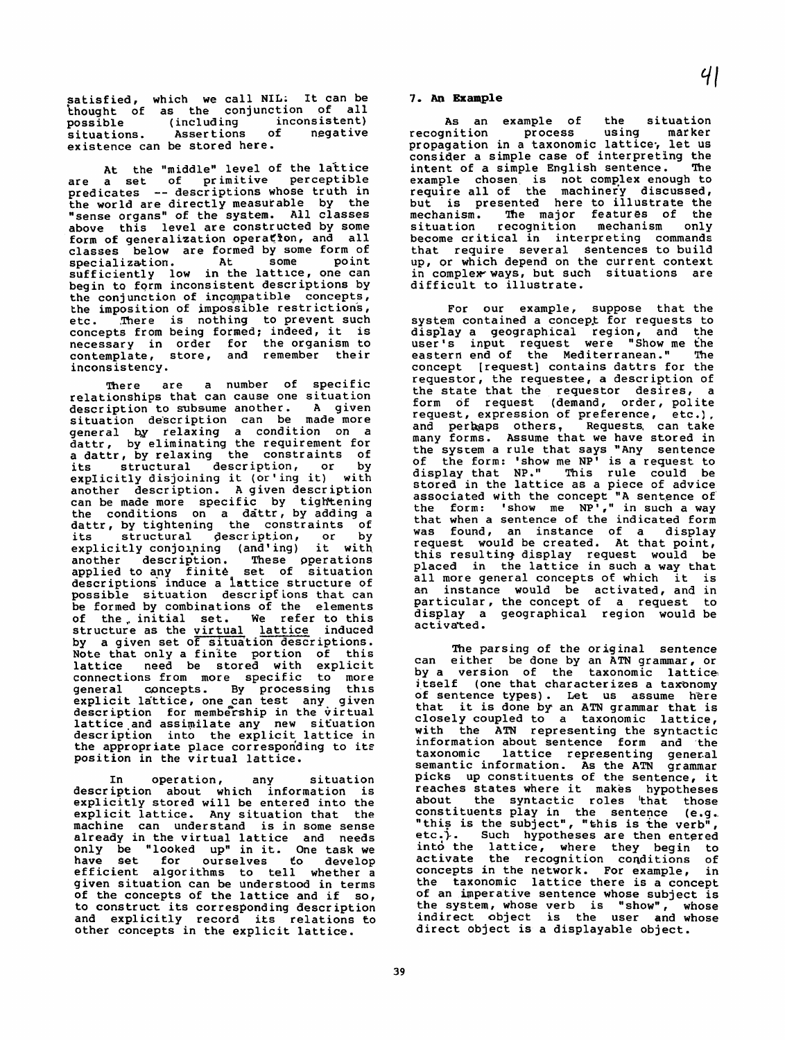satisfied, which we call NIL. It can be thought of as the conjunction of all possible (including inconsistent) situations. Assertions of negative existence can be stored here.

At the "middle" level of the lattice are a set of primitive perceptible predicates -- descriptions whose truth in the world are directly measurable by the "sense organs" of the system. All classes above this level are constructed by some form of generalization operation, and all classes below are formed by some form of specialization. At some point sufficiently low in the lattice, one can begin to form inconsistent descriptions by the conjunction of incompatible concepts, the imposition of impossible restrictions, etc. There is nothing to prevent such concepts from being formed; indeed, it is necessary in order for the organism to contemplate, store, and remember their inconsistency.

There are a number of specific relationships that can cause one situation description to subsume another. A given situation description can be made more general by relaxing a condition on a dattr, by eliminating the requirement for a dattr, by relaxing the constraints of its structural description, or by explicitly disjoining it (or'ing it) with another description. A given description can be made more specific by tightening the conditions on a dattr, by adding a dattr, by tightening the constraints of its structural description, or by explicitly conjoining (and'ing) it with another description. These operations applied to any finite set of situation descriptions induce a lattice structure of possible situation descriptions that can be formed by combinations of the elements of the initial set. We refer to this structure as the <u>virtual lattice</u> induced by a given set of situation descriptions. Note that only a finite portion of this lattice need be stored with explicit connections from more specific to more general concepts. By processing this explicit lattice, one can test any given description for membership in the virtual lattice and assimilate any new situation description into the explicit lattice in the appropriate place corresponding to its position in the virtual lattice.

In operation, any situation description about which information is explicitly stored will be entered into the explicit lattice. Any situation that the machine can understand is in some sense already in the virtual lattice and needs only be "looked up" in it. One task we have set for ourselves to develop efficient algorithms to tell whether a given situation can be understood in terms of the concepts of the lattice and if so, to construct its corresponding description and explicitly record its relations to other concepts in the explicit lattice.

## 7. An Example

As an example of the situation recognition process using marker propagation in a taxonomic lattice, let us consider a simple case of interpreting the intent of a simple English sentence. The example chosen is not complex enough to require all of the machinery discussed, but is presented here to illustrate the mechanism. The major features of the situation recognition mechanism only become critical in interpreting commands that require several sentences to build up, or which depend on the current context in complex ways, but such situations are difficult to illustrate.

For our example, suppose that the system contained a concept for requests to display a geographical region, and the user's input request were "Show me the eastern end of the Mediterranean." The concept [request] contains dattrs for the requestor, the requestee, a description of the state that the requestor desires, a form of request (demand, order, polite request, expression of preference, etc.), and perhaps others. Requests can take many forms. Assume that we have stored in the system a rule that says "Any sentence of the form: 'show me NP' is a request to display that NP." This rule could be stored in the lattice as a piece of advice associated with the concept "A sentence of the form: 'show me NP'," in such a way that when a sentence of the indicated form was found, an instance of a display request would be created. At that point, this resulting display request would be placed in the lattice in such a way that all more general concepts of which it is an instance would be activated, and in particular, the concept of a request to display a geographical region would be activated.

The parsing of the original sentence can either be done by an ATN grammar, or by a version of the taxonomic lattice itself (one that characterizes a taxonomy of sentence types). Let us assume here that it is done by an ATN grammar that is closely coupled to a taxonomic lattice, with the ATN representing the syntactic information about sentence form and the taxonomic lattice representing general semantic information. As the ATN grammar picks up constituents of the sentence, it reaches states where it makes hypotheses about the syntactic roles that those constituents play in the sentence (e.g. "this is the subject", "this is the verb", etc.). Such hypotheses are then entered into the lattice, where they begin to activate the recognition conditions of concepts in the network. For example, in the taxonomic lattice there is a concept of an imperative sentence whose subject is the system, whose verb is "show", whose indirect object is the user and whose direct object is a displayable object.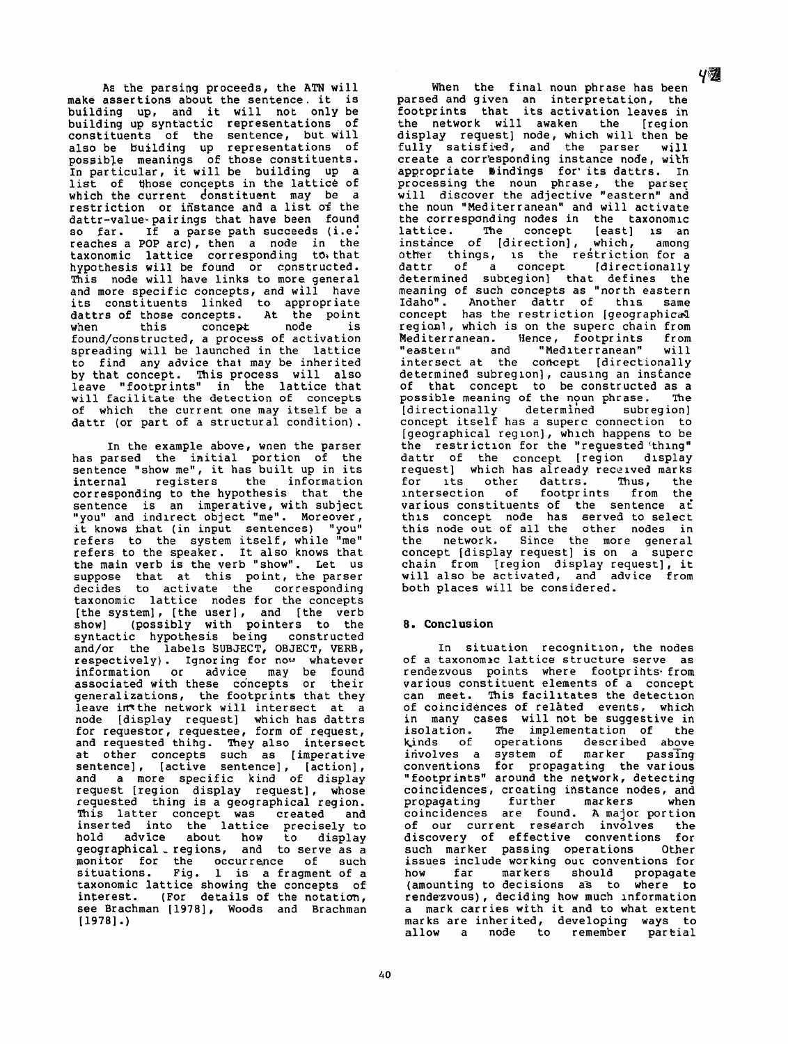As the parsing proceeds, the ATN will make assertions about the sentence. it is building up, and it will not only be building up syntactic representations of constituents of the sentence, but will also be building up representations of possible meanings of those constituents. In particular, it will be building up a list of those concepts in the lattice of which the current constituent may be a restriction or instance and a list of the dattr-value-pairings that have been found so far. If a parse path succeeds (i.e. reaches a POP arc), then a node in the taxonomic lattice corresponding to that hypothesis will be found or constructed. This node will have links to more general and more specific concepts, and will have its constituents linked to appropriate dattrs of those concepts. At the point when this concept node is found/constructed, a process of activation spreading will be launched in the lattice to find any advice that may be inherited by that concept. This process will also leave "footprints" in the lattice that will facilitate the detection of concepts of which the current one may itself be a dattr (or part of a structural condition).

In the example above, when the parser has parsed the initial portion of the sentence "show me", it has built up in its internal registers the information corresponding to the hypothesis that the sentence is an imperative, with subject "you" and indirect object "me". Moreover, it knows that (in input sentences) "you" refers to the system itself, while "me" refers to the speaker. It also knows that the main verb is the verb "show". Let us suppose that at this point, the parser decides to activate the corresponding taxonomic lattice nodes for the concepts [the system], [the user], and [the verb show] (possibly with pointers to the syntactic hypothesis being constructed and/or the labels SUBJECT, OBJECT, VERB, respectively). Ignoring for now whatever information or advice may be found associated with these concepts or their generalizations, the footprints that they leave in the network will intersect at a node [display request] which has dattrs for requestor, requestee, form of request, and requested thing. They also intersect at other concepts such as [imperative sentence], [active sentence], [action], and a more specific kind of display request [region display request], whose requested thing is a geographical region. This latter concept was created and inserted into the lattice precisely to hold advice about how to display geographical regions, and to serve as a monitor for the occurrence of such situations. Fig. 1 is a fragment of a taxonomic lattice showing the concepts of interest. (For details of the notation, see Brachman [1978], Woods and Brachman [1978].)

When the final noun phrase has been parsed and given an interpretation, the footprints that its activation leaves in the network will awaken the [region display request] node, which will then be fully satisfied, and the parser will create a corresponding instance node, with appropriate bindings for its dattrs. In processing the noun phrase, the parser will discover the adjective "eastern" and the noun "Mediterranean" and will activate the corresponding nodes in the taxonomic lattice. The concept [east] is an instance of [direction], which, among other things, is the restriction for a dattr of a concept [directionally determined subregion] that defines the meaning of such concepts as "north eastern Idaho". Another dattr of this same concept has the restriction [geographical region], which is on the superc chain from Mediterranean. Hence, footprints from "eastern" and "Mediterranean" will intersect at the concept [directionally determined subregion], causing an instance of that concept to be constructed as a possible meaning of the noun phrase. The [directionally determined subregion] concept itself has a superc connection to [geographical region], which happens to be the restriction for the "requested thing" dattr of the concept [region display request] which has already received marks for its other dattrs. Thus, the intersection of footprints from the various constituents of the sentence at this concept node has served to select this node out of all the other nodes in the network. Since the more general concept [display request] is on a superc chain from [region display request], it will also be activated, and advice from both places will be considered.

## 8. Conclusion

In situation recognition, the nodes of a taxonomic lattice structure serve as rendezvous points where footprints from various constituent elements of a concept can meet. This facilitates the detection of coincidences of related events, which in many cases will not be suggestive in isolation. The implementation of the kinds of operations described above involves a system of marker passing conventions for propagating the various "footprints" around the network, detecting coincidences, creating instance nodes, and propagating further markers when coincidences are found. A major portion of our current research involves the discovery of effective conventions for such marker passing operations Other issues include working out conventions for how far markers should propagate (amounting to decisions as to where to rendezvous), deciding how much information a mark carries with it and to what extent marks are inherited, developing ways to allow a node to remember partial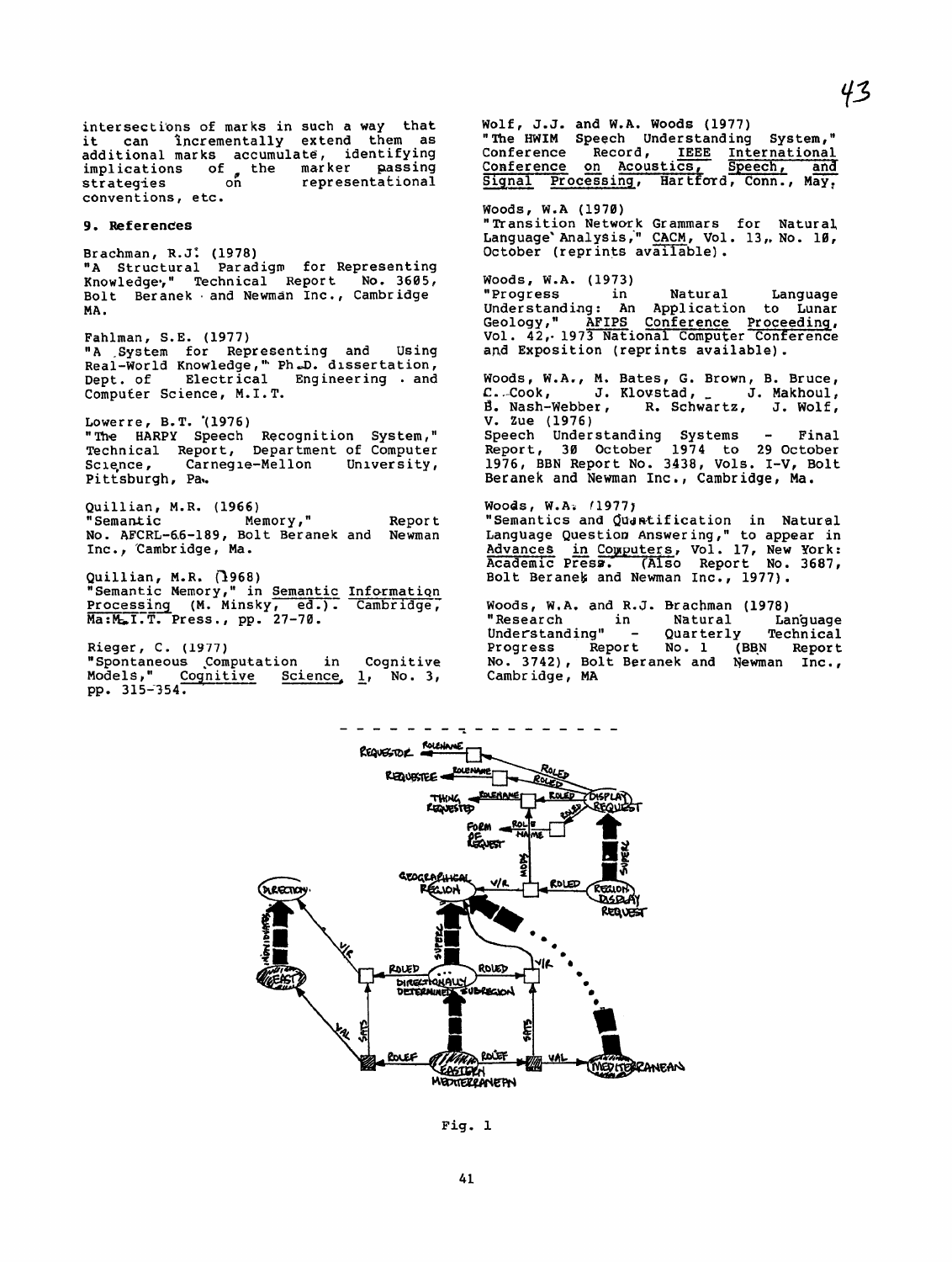intersections of marks in such a way that it can incrementally extend them as additional marks accumulate, identifying implications of the marker passing strategies on representational conventions, etc.

## 9. References

Brachman, R.J. (1978)
"A Structural Paradigm for Representing Knowledge," Technical Report No. 3605, Bolt Beranek and Newman Inc., Cambridge MA.

Fahlman, S.E. (1977)
"A System for Representing and Using Real-World Knowledge," Ph.D. dissertation, Dept. of Electrical Engineering and Computer Science, M.I.T.

Lowerre, B.T. (1976)
"The HARPY Speech Recognition System," Technical Report, Department of Computer Science, Carnegie-Mellon University, Pittsburgh, Pa.

Quillian, M.R. (1966)
"Semantic Memory," Report No. AFCRL-66-189, Bolt Beranek and Newman Inc., Cambridge, Ma.

Quillian, M.R. (1968)
"Semantic Memory," in Semantic Information Processing (M. Minsky, ed.). Cambridge, Ma:M.I.T. Press., pp. 27-70.

Rieger, C. (1977)
"Spontaneous Computation in Cognitive Models," Cognitive Science, 1, No. 3, pp. 315-354.

Wolf, J.J. and W.A. Woods (1977)
"The HWIM Speech Understanding System," Conference Record, IEEE International Conference on Acoustics, Speech, and Signal Processing, Hartford, Conn., May.

Woods, W.A (1970)
"Transition Network Grammars for Natural Language Analysis," CACM, Vol. 13, No. 10, October (reprints available).

Woods, W.A. (1973)
"Progress in Natural Language Understanding: An Application to Lunar Geology," AFIPS Conference Proceeding, Vol. 42, 1973 National Computer Conference and Exposition (reprints available).

Woods, W.A., M. Bates, G. Brown, B. Bruce, C. Cook, J. Klovstad, J. Makhoul, B. Nash-Webber, R. Schwartz, J. Wolf, V. Zue (1976)
Speech Understanding Systems - Final Report, 30 October 1974 to 29 October 1976, BBN Report No. 3438, Vols. I-V, Bolt Beranek and Newman Inc., Cambridge, Ma.

Woods, W.A. (1977)
"Semantics and Quantification in Natural Language Question Answering," to appear in Advances in Computers, Vol. 17, New York: Academic Press. (Also Report No. 3687, Bolt Beranek and Newman Inc., 1977).

Woods, W.A. and R.J. Brachman (1978)
"Research in Natural Language Understanding" - Quarterly Technical Progress Report No. 1 (BBN Report No. 3742), Bolt Beranek and Newman Inc., Cambridge, MA

REQUESTOR
ROLENAME
REQUESTEE
ROLENAME
ROLED
ROLED
THING REQUESTED
ROLENAME
ROLED
DISPLAY REQUEST
ROLED
FORM OF REQUEST
ROLE NAME
MODS
SUPERC
GEOGRAPHICAL REGION
V/R
ROLED
REGION DISPLAY REQUEST
DIRECTION
SUPERC
V/R
INDIVIDUATES
EAST
V/R
ROLED
DIRECTIONALLY DETERMINED SUBREGION
ROLED
VAL
SATS
SATS
ROLEF
EASTERN MEDITERRANEAN
ROLEF
VAL
MEDITERRANEAN

Fig. 1